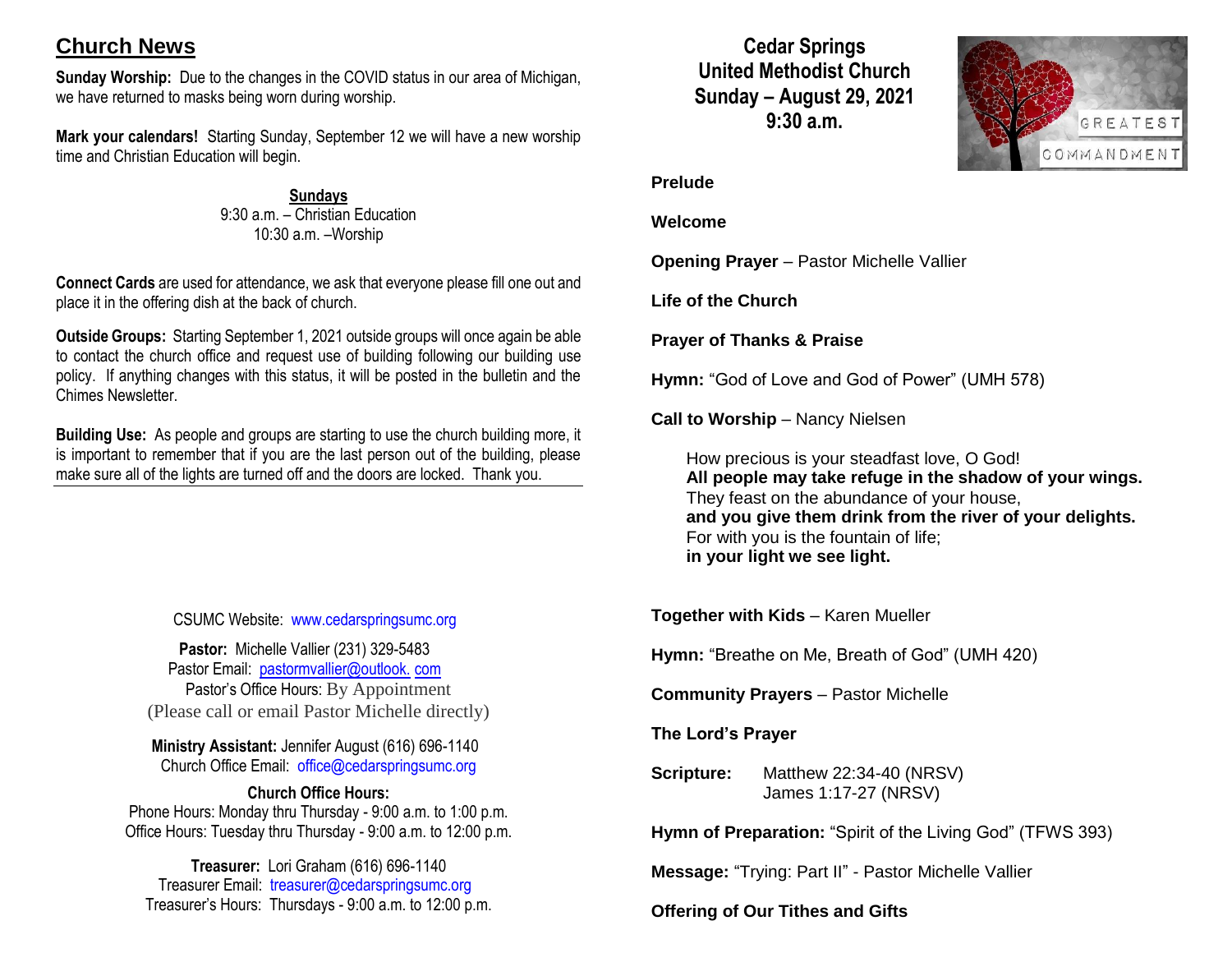## Church News

**Sunday Worship:** Due to the changes in the COVID status in our area of Michigan, we have returned to masks being worn during worship.

**Mark your calendars!** Starting Sunday, September 12 we will have a new worship time and Christian Education will begin.

**Sundays**
9:30 a.m. – Christian Education
10:30 a.m. –Worship

**Connect Cards** are used for attendance, we ask that everyone please fill one out and place it in the offering dish at the back of church.

**Outside Groups:** Starting September 1, 2021 outside groups will once again be able to contact the church office and request use of building following our building use policy. If anything changes with this status, it will be posted in the bulletin and the Chimes Newsletter.

**Building Use:** As people and groups are starting to use the church building more, it is important to remember that if you are the last person out of the building, please make sure all of the lights are turned off and the doors are locked. Thank you.

---

CSUMC Website: www.cedarspringsumc.org

**Pastor:** Michelle Vallier (231) 329-5483
Pastor Email: pastormvallier@outlook. com
Pastor's Office Hours: By Appointment
(Please call or email Pastor Michelle directly)

**Ministry Assistant:** Jennifer August (616) 696-1140
Church Office Email: office@cedarspringsumc.org

**Church Office Hours:**
Phone Hours: Monday thru Thursday - 9:00 a.m. to 1:00 p.m.
Office Hours: Tuesday thru Thursday - 9:00 a.m. to 12:00 p.m.

**Treasurer:** Lori Graham (616) 696-1140
Treasurer Email: treasurer@cedarspringsumc.org
Treasurer's Hours: Thursdays - 9:00 a.m. to 12:00 p.m.

# Cedar Springs United Methodist Church
## Sunday – August 29, 2021
## 9:30 a.m.

GREATEST COMMANDMENT

**Prelude**

**Welcome**

**Opening Prayer** – Pastor Michelle Vallier

**Life of the Church**

**Prayer of Thanks & Praise**

**Hymn:** "God of Love and God of Power" (UMH 578)

**Call to Worship** – Nancy Nielsen

How precious is your steadfast love, O God!
**All people may take refuge in the shadow of your wings.**
They feast on the abundance of your house,
**and you give them drink from the river of your delights.**
For with you is the fountain of life;
**in your light we see light.**

**Together with Kids** – Karen Mueller

**Hymn:** "Breathe on Me, Breath of God" (UMH 420)

**Community Prayers** – Pastor Michelle

**The Lord's Prayer**

**Scripture:** Matthew 22:34-40 (NRSV)
James 1:17-27 (NRSV)

**Hymn of Preparation:** "Spirit of the Living God" (TFWS 393)

**Message:** "Trying: Part II" - Pastor Michelle Vallier

**Offering of Our Tithes and Gifts**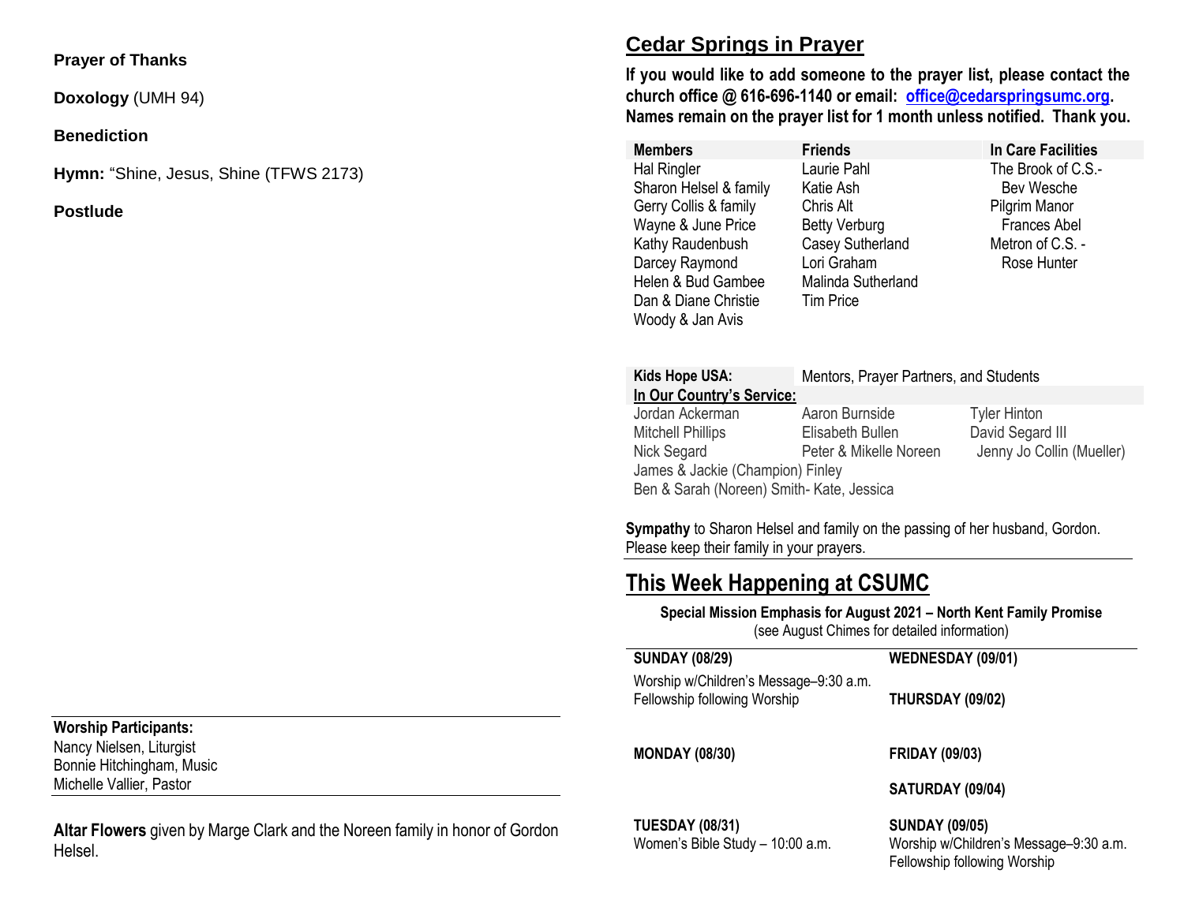**Prayer of Thanks**

**Doxology** (UMH 94)

**Benediction**

**Hymn:** "Shine, Jesus, Shine (TFWS 2173)

**Postlude**

**Worship Participants:**
Nancy Nielsen, Liturgist
Bonnie Hitchingham, Music
Michelle Vallier, Pastor

**Altar Flowers** given by Marge Clark and the Noreen family in honor of Gordon Helsel.

## Cedar Springs in Prayer

**If you would like to add someone to the prayer list, please contact the church office @ 616-696-1140 or email: office@cedarspringsumc.org. Names remain on the prayer list for 1 month unless notified. Thank you.**

| Members | Friends | In Care Facilities |
|---|---|---|
| Hal Ringler | Laurie Pahl | The Brook of C.S.- Bev Wesche |
| Sharon Helsel & family | Katie Ash | Pilgrim Manor Frances Abel |
| Gerry Collis & family | Chris Alt | Metron of C.S. - Rose Hunter |
| Wayne & June Price | Betty Verburg | |
| Kathy Raudenbush | Casey Sutherland | |
| Darcey Raymond | Lori Graham | |
| Helen & Bud Gambee | Malinda Sutherland | |
| Dan & Diane Christie | Tim Price | |
| Woody & Jan Avis | | |

**Kids Hope USA:** Mentors, Prayer Partners, and Students

**In Our Country's Service:**

| | | |
|---|---|---|
| Jordan Ackerman | Aaron Burnside | Tyler Hinton |
| Mitchell Phillips | Elisabeth Bullen | David Segard III |
| Nick Segard | Peter & Mikelle Noreen | Jenny Jo Collin (Mueller) |

James & Jackie (Champion) Finley
Ben & Sarah (Noreen) Smith- Kate, Jessica

**Sympathy** to Sharon Helsel and family on the passing of her husband, Gordon. Please keep their family in your prayers.

## This Week Happening at CSUMC

**Special Mission Emphasis for August 2021 – North Kent Family Promise**
(see August Chimes for detailed information)

**SUNDAY (08/29)**
Worship w/Children's Message–9:30 a.m.
Fellowship following Worship

**MONDAY (08/30)**

**TUESDAY (08/31)**
Women's Bible Study – 10:00 a.m.

**WEDNESDAY (09/01)**

**THURSDAY (09/02)**

**FRIDAY (09/03)**

**SATURDAY (09/04)**

**SUNDAY (09/05)**
Worship w/Children's Message–9:30 a.m.
Fellowship following Worship